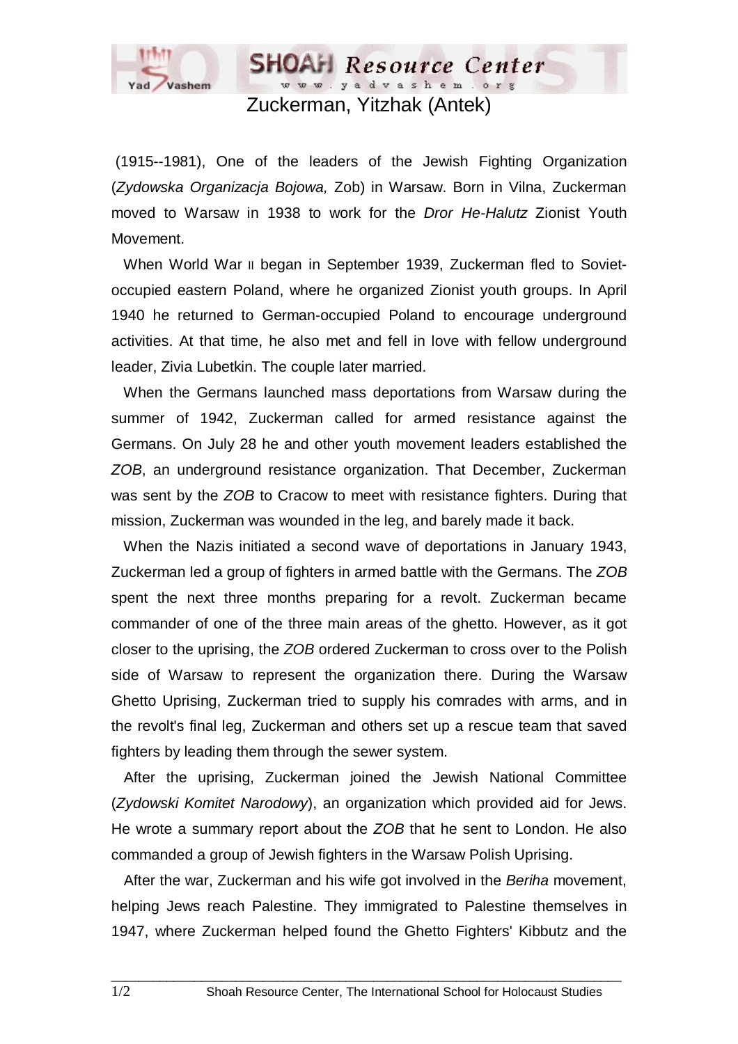# Zuckerman, Yitzhak (Antek)

(1915--1981), One of the leaders of the Jewish Fighting Organization (*Zydowska Organizacja Bojowa,* Zob) in Warsaw. Born in Vilna, Zuckerman moved to Warsaw in 1938 to work for the *Dror He-Halutz* Zionist Youth Movement.

When World War II began in September 1939, Zuckerman fled to Soviet-occupied eastern Poland, where he organized Zionist youth groups. In April 1940 he returned to German-occupied Poland to encourage underground activities. At that time, he also met and fell in love with fellow underground leader, Zivia Lubetkin. The couple later married.

When the Germans launched mass deportations from Warsaw during the summer of 1942, Zuckerman called for armed resistance against the Germans. On July 28 he and other youth movement leaders established the *ZOB*, an underground resistance organization. That December, Zuckerman was sent by the *ZOB* to Cracow to meet with resistance fighters. During that mission, Zuckerman was wounded in the leg, and barely made it back.

When the Nazis initiated a second wave of deportations in January 1943, Zuckerman led a group of fighters in armed battle with the Germans. The *ZOB* spent the next three months preparing for a revolt. Zuckerman became commander of one of the three main areas of the ghetto. However, as it got closer to the uprising, the *ZOB* ordered Zuckerman to cross over to the Polish side of Warsaw to represent the organization there. During the Warsaw Ghetto Uprising, Zuckerman tried to supply his comrades with arms, and in the revolt's final leg, Zuckerman and others set up a rescue team that saved fighters by leading them through the sewer system.

After the uprising, Zuckerman joined the Jewish National Committee (*Zydowski Komitet Narodowy*), an organization which provided aid for Jews. He wrote a summary report about the *ZOB* that he sent to London. He also commanded a group of Jewish fighters in the Warsaw Polish Uprising.

After the war, Zuckerman and his wife got involved in the *Beriha* movement, helping Jews reach Palestine. They immigrated to Palestine themselves in 1947, where Zuckerman helped found the Ghetto Fighters' Kibbutz and the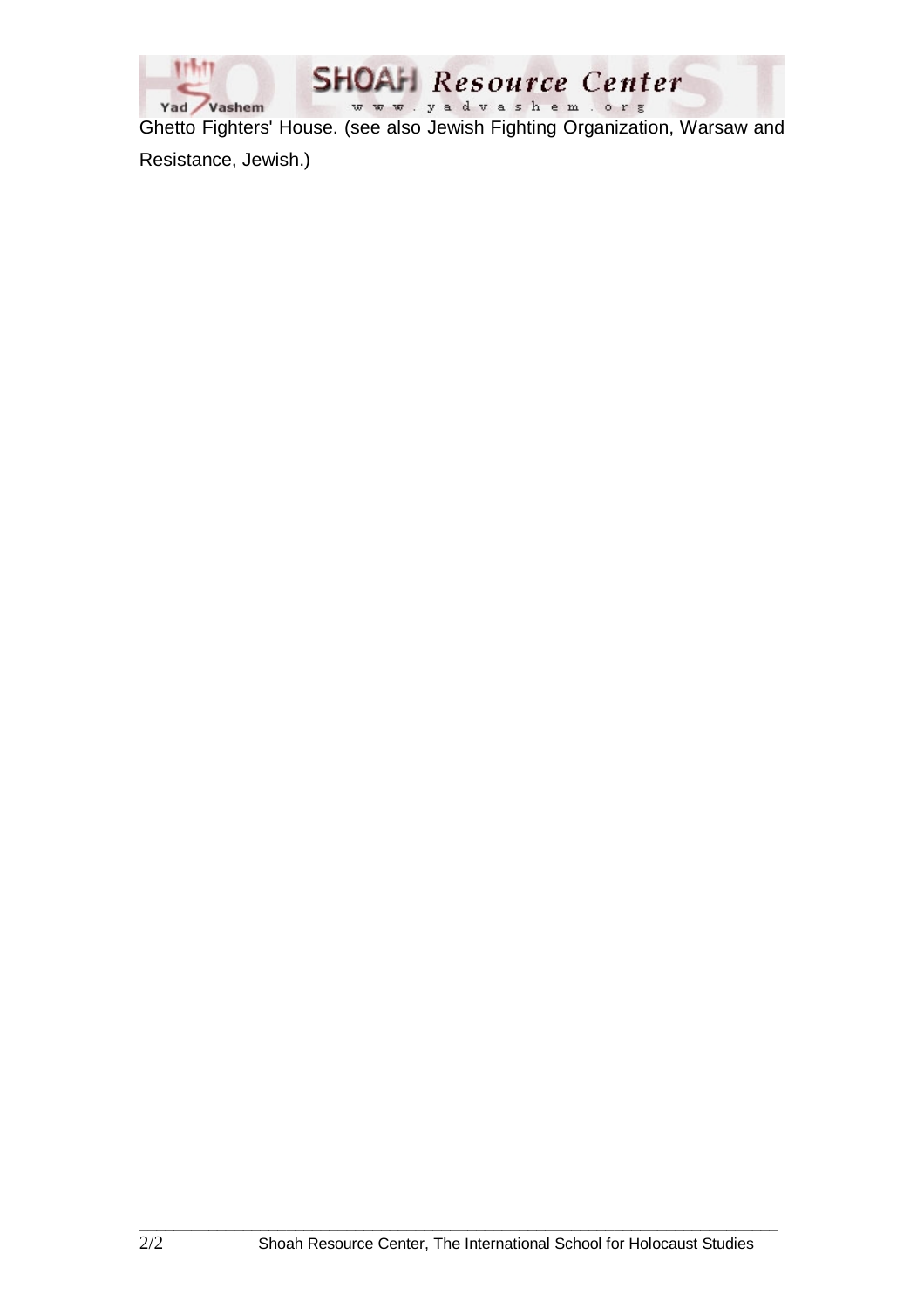Ghetto Fighters' House. (see also Jewish Fighting Organization, Warsaw and Resistance, Jewish.)